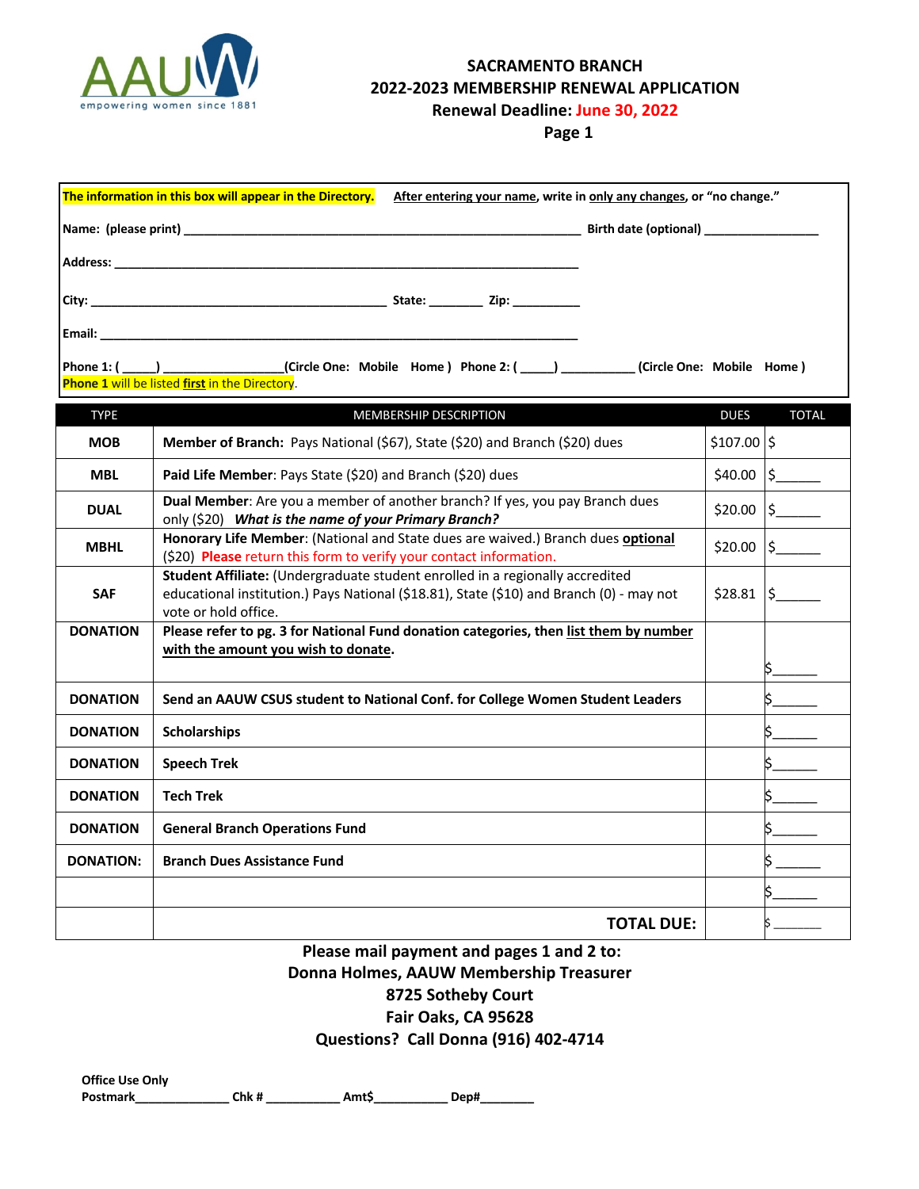AAUW empowering women since 1881

# SACRAMENTO BRANCH
# 2022-2023 MEMBERSHIP RENEWAL APPLICATION
## Renewal Deadline: June 30, 2022
## Page 1

**The information in this box will appear in the Directory.** **After entering your name, write in only any changes, or "no change."**

**Name: (please print)** ______________________________ **Birth date (optional)** ________________

**Address:** ______________________________

**City:** ______________________ **State:** ________ **Zip:** __________

**Email:** ______________________________

**Phone 1: ( _____ )** ________________ **(Circle One: Mobile Home ) Phone 2: ( _____ )** __________ **(Circle One: Mobile Home )**

**Phone 1** will be listed **first** in the Directory.

| TYPE | MEMBERSHIP DESCRIPTION | DUES | TOTAL |
|---|---|---|---|
| **MOB** | **Member of Branch:** Pays National ($67), State ($20) and Branch ($20) dues | $107.00 | $ |
| **MBL** | **Paid Life Member**: Pays State ($20) and Branch ($20) dues | $40.00 | $______ |
| **DUAL** | **Dual Member**: Are you a member of another branch? If yes, you pay Branch dues only ($20) ***What is the name of your Primary Branch?*** | $20.00 | $______ |
| **MBHL** | **Honorary Life Member**: (National and State dues are waived.) Branch dues **optional** ($20) **Please** return this form to verify your contact information. | $20.00 | $______ |
| **SAF** | **Student Affiliate:** (Undergraduate student enrolled in a regionally accredited educational institution.) Pays National ($18.81), State ($10) and Branch (0) - may not vote or hold office. | $28.81 | $______ |
| **DONATION** | **Please refer to pg. 3 for National Fund donation categories, then list them by number with the amount you wish to donate.** | | $______ |
| **DONATION** | **Send an AAUW CSUS student to National Conf. for College Women Student Leaders** | | $______ |
| **DONATION** | **Scholarships** | | $______ |
| **DONATION** | **Speech Trek** | | $______ |
| **DONATION** | **Tech Trek** | | $______ |
| **DONATION** | **General Branch Operations Fund** | | $______ |
| **DONATION:** | **Branch Dues Assistance Fund** | | $ ______ |
| | | | $______ |
| | **TOTAL DUE:** | | $ _______ |

**Please mail payment and pages 1 and 2 to:**
**Donna Holmes, AAUW Membership Treasurer**
**8725 Sotheby Court**
**Fair Oaks, CA 95628**
**Questions? Call Donna (916) 402-4714**

**Office Use Only**
**Postmark**______________ **Chk #** ___________ **Amt$**___________ **Dep#**________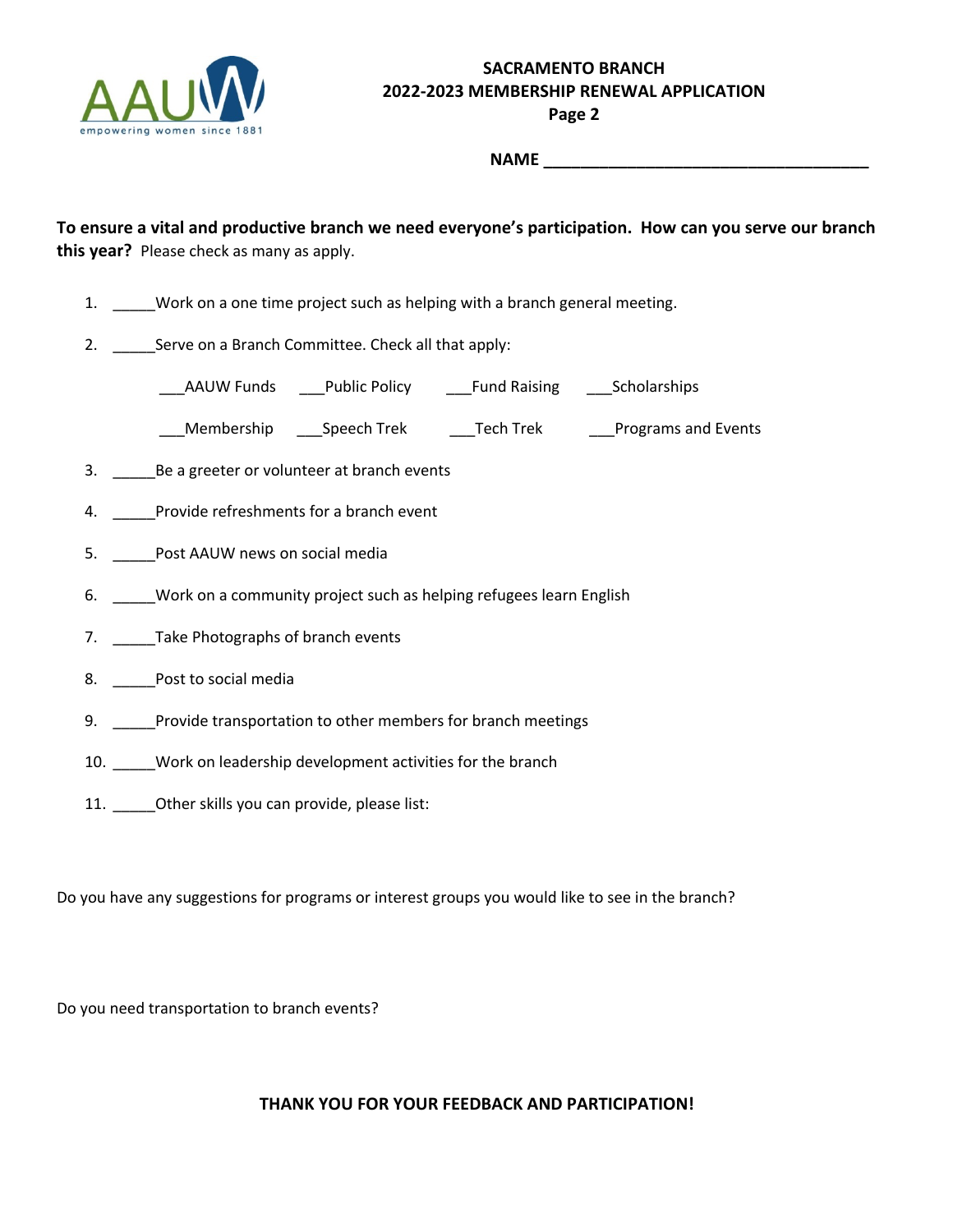**SACRAMENTO BRANCH**
**2022-2023 MEMBERSHIP RENEWAL APPLICATION**
**Page 2**

**NAME** ___________________________________

**To ensure a vital and productive branch we need everyone's participation. How can you serve our branch this year?** Please check as many as apply.

1. _____Work on a one time project such as helping with a branch general meeting.
2. _____Serve on a Branch Committee. Check all that apply:

   ___AAUW Funds ___Public Policy ___Fund Raising ___Scholarships

   ___Membership ___Speech Trek ___Tech Trek ___Programs and Events

3. _____Be a greeter or volunteer at branch events
4. _____Provide refreshments for a branch event
5. _____Post AAUW news on social media
6. _____Work on a community project such as helping refugees learn English
7. _____Take Photographs of branch events
8. _____Post to social media
9. _____Provide transportation to other members for branch meetings
10. _____Work on leadership development activities for the branch
11. _____Other skills you can provide, please list:

Do you have any suggestions for programs or interest groups you would like to see in the branch?

Do you need transportation to branch events?

**THANK YOU FOR YOUR FEEDBACK AND PARTICIPATION!**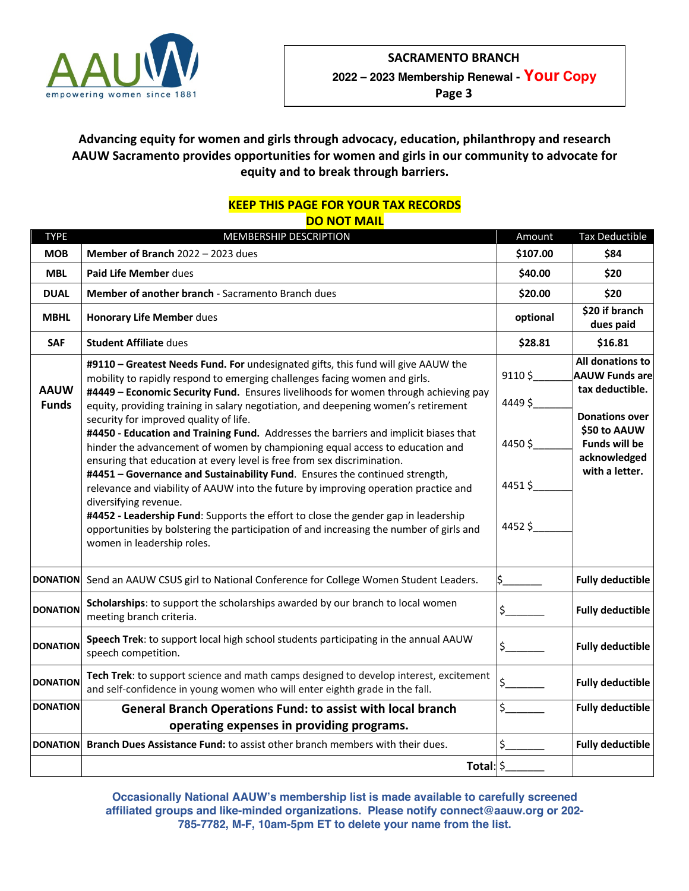AAUW
empowering women since 1881

**SACRAMENTO BRANCH**
**2022 – 2023 Membership Renewal - Your Copy**
**Page 3**

**Advancing equity for women and girls through advocacy, education, philanthropy and research**
**AAUW Sacramento provides opportunities for women and girls in our community to advocate for equity and to break through barriers.**

**KEEP THIS PAGE FOR YOUR TAX RECORDS**
**DO NOT MAIL**

| TYPE | MEMBERSHIP DESCRIPTION | Amount | Tax Deductible |
|---|---|---|---|
| **MOB** | **Member of Branch** 2022 – 2023 dues | **$107.00** | **$84** |
| **MBL** | **Paid Life Member** dues | **$40.00** | **$20** |
| **DUAL** | **Member of another branch** - Sacramento Branch dues | **$20.00** | **$20** |
| **MBHL** | **Honorary Life Member** dues | **optional** | **$20 if branch dues paid** |
| **SAF** | **Student Affiliate** dues | **$28.81** | **$16.81** |
| **AAUW Funds** | **#9110 – Greatest Needs Fund. For** undesignated gifts, this fund will give AAUW the mobility to rapidly respond to emerging challenges facing women and girls.<br>**#4449 – Economic Security Fund.** Ensures livelihoods for women through achieving pay equity, providing training in salary negotiation, and deepening women's retirement security for improved quality of life.<br>**#4450 - Education and Training Fund.** Addresses the barriers and implicit biases that hinder the advancement of women by championing equal access to education and ensuring that education at every level is free from sex discrimination.<br>**#4451 – Governance and Sustainability Fund**. Ensures the continued strength, relevance and viability of AAUW into the future by improving operation practice and diversifying revenue.<br>**#4452 - Leadership Fund**: Supports the effort to close the gender gap in leadership opportunities by bolstering the participation of and increasing the number of girls and women in leadership roles. | 9110 $______<br>4449 $______<br>4450 $______<br>4451 $______<br>4452 $______ | **All donations to AAUW Funds are tax deductible.**<br>**Donations over $50 to AAUW Funds will be acknowledged with a letter.** |
| **DONATION** | Send an AAUW CSUS girl to National Conference for College Women Student Leaders. | $______ | **Fully deductible** |
| **DONATION** | **Scholarships**: to support the scholarships awarded by our branch to local women meeting branch criteria. | $______ | **Fully deductible** |
| **DONATION** | **Speech Trek**: to support local high school students participating in the annual AAUW speech competition. | $______ | **Fully deductible** |
| **DONATION** | **Tech Trek**: to support science and math camps designed to develop interest, excitement and self-confidence in young women who will enter eighth grade in the fall. | $______ | **Fully deductible** |
| **DONATION** | **General Branch Operations Fund: to assist with local branch operating expenses in providing programs.** | $______ | **Fully deductible** |
| **DONATION** | **Branch Dues Assistance Fund:** to assist other branch members with their dues. | $______ | **Fully deductible** |
| | **Total:** | $______ | |

**Occasionally National AAUW's membership list is made available to carefully screened affiliated groups and like-minded organizations. Please notify connect@aauw.org or 202-785-7782, M-F, 10am-5pm ET to delete your name from the list.**